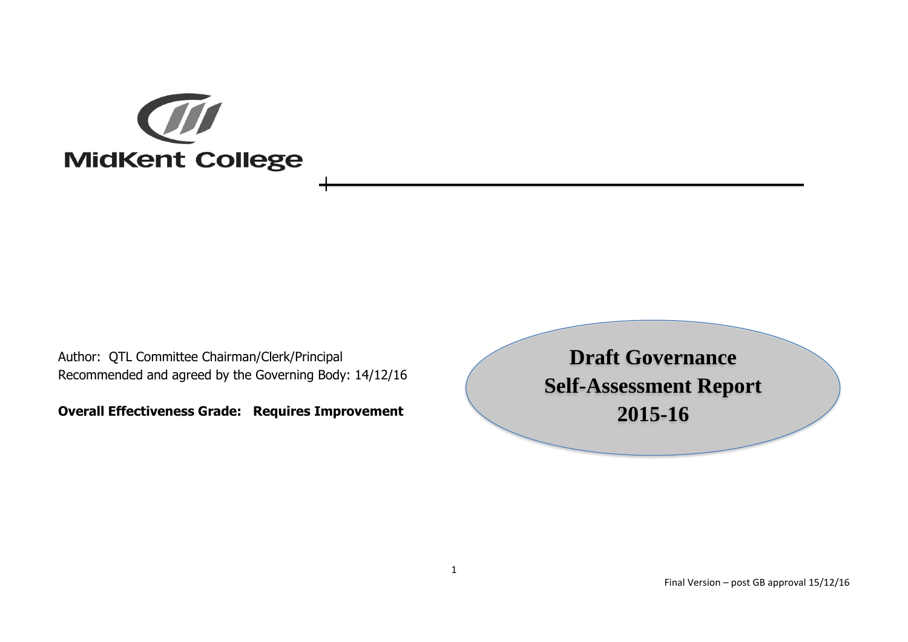MidKent College

Author: QTL Committee Chairman/Clerk/Principal
Recommended and agreed by the Governing Body: 14/12/16

**Overall Effectiveness Grade: Requires Improvement**

# Draft Governance Self-Assessment Report 2015-16

Final Version – post GB approval 15/12/16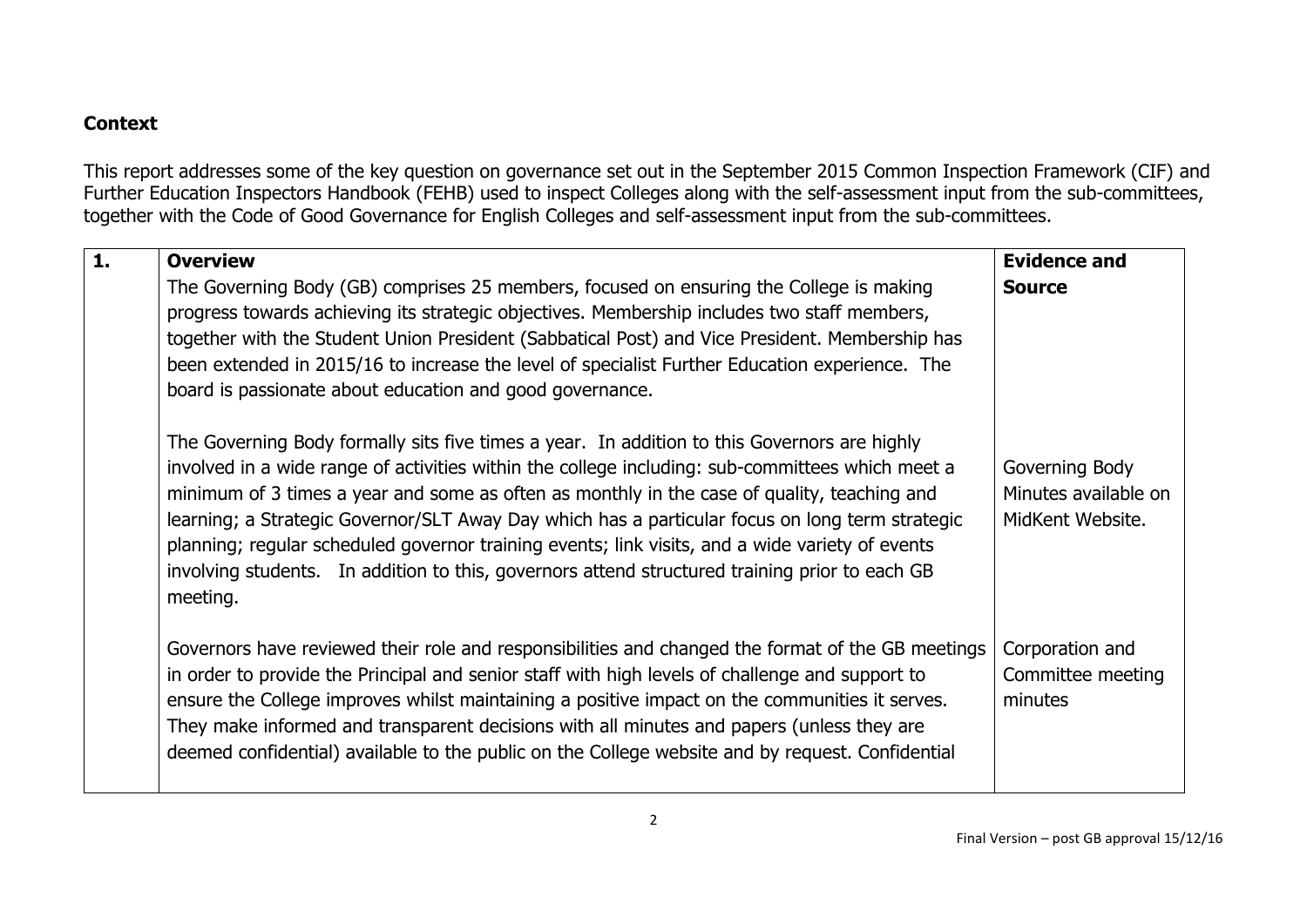## Context

This report addresses some of the key question on governance set out in the September 2015 Common Inspection Framework (CIF) and Further Education Inspectors Handbook (FEHB) used to inspect Colleges along with the self-assessment input from the sub-committees, together with the Code of Good Governance for English Colleges and self-assessment input from the sub-committees.

| **1.** | **Overview** | **Evidence and Source** |
|---|---|---|
| | The Governing Body (GB) comprises 25 members, focused on ensuring the College is making progress towards achieving its strategic objectives. Membership includes two staff members, together with the Student Union President (Sabbatical Post) and Vice President. Membership has been extended in 2015/16 to increase the level of specialist Further Education experience. The board is passionate about education and good governance. | |
| | The Governing Body formally sits five times a year. In addition to this Governors are highly involved in a wide range of activities within the college including: sub-committees which meet a minimum of 3 times a year and some as often as monthly in the case of quality, teaching and learning; a Strategic Governor/SLT Away Day which has a particular focus on long term strategic planning; regular scheduled governor training events; link visits, and a wide variety of events involving students. In addition to this, governors attend structured training prior to each GB meeting. | Governing Body Minutes available on MidKent Website. |
| | Governors have reviewed their role and responsibilities and changed the format of the GB meetings in order to provide the Principal and senior staff with high levels of challenge and support to ensure the College improves whilst maintaining a positive impact on the communities it serves. They make informed and transparent decisions with all minutes and papers (unless they are deemed confidential) available to the public on the College website and by request. Confidential | Corporation and Committee meeting minutes |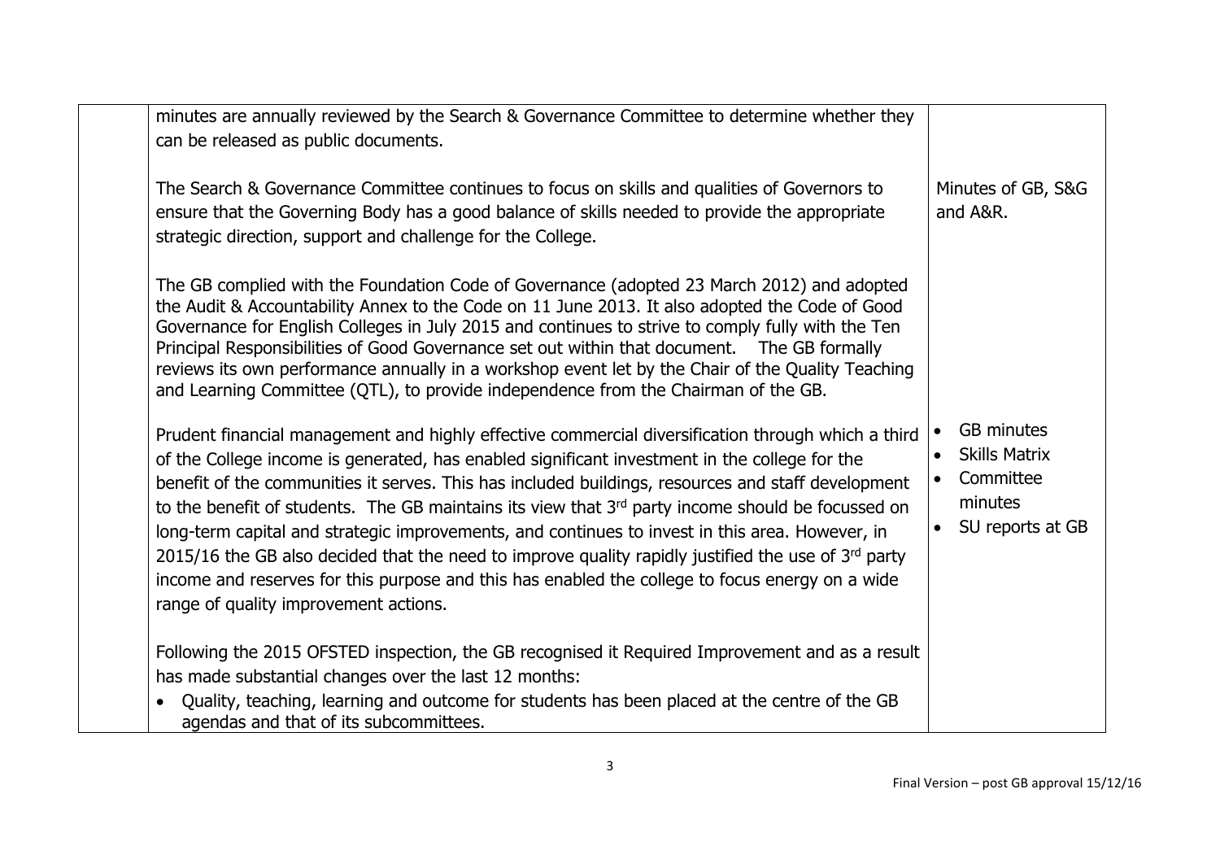| | | |
|---|---|---|
| | minutes are annually reviewed by the Search & Governance Committee to determine whether they can be released as public documents.<br><br>The Search & Governance Committee continues to focus on skills and qualities of Governors to ensure that the Governing Body has a good balance of skills needed to provide the appropriate strategic direction, support and challenge for the College.<br><br>The GB complied with the Foundation Code of Governance (adopted 23 March 2012) and adopted the Audit & Accountability Annex to the Code on 11 June 2013. It also adopted the Code of Good Governance for English Colleges in July 2015 and continues to strive to comply fully with the Ten Principal Responsibilities of Good Governance set out within that document. The GB formally reviews its own performance annually in a workshop event let by the Chair of the Quality Teaching and Learning Committee (QTL), to provide independence from the Chairman of the GB.<br><br>Prudent financial management and highly effective commercial diversification through which a third of the College income is generated, has enabled significant investment in the college for the benefit of the communities it serves. This has included buildings, resources and staff development to the benefit of students. The GB maintains its view that 3rd party income should be focussed on long-term capital and strategic improvements, and continues to invest in this area. However, in 2015/16 the GB also decided that the need to improve quality rapidly justified the use of 3rd party income and reserves for this purpose and this has enabled the college to focus energy on a wide range of quality improvement actions.<br><br>Following the 2015 OFSTED inspection, the GB recognised it Required Improvement and as a result has made substantial changes over the last 12 months:<br>• Quality, teaching, learning and outcome for students has been placed at the centre of the GB agendas and that of its subcommittees. | Minutes of GB, S&G and A&R.<br><br>• GB minutes<br>• Skills Matrix<br>• Committee minutes<br>• SU reports at GB |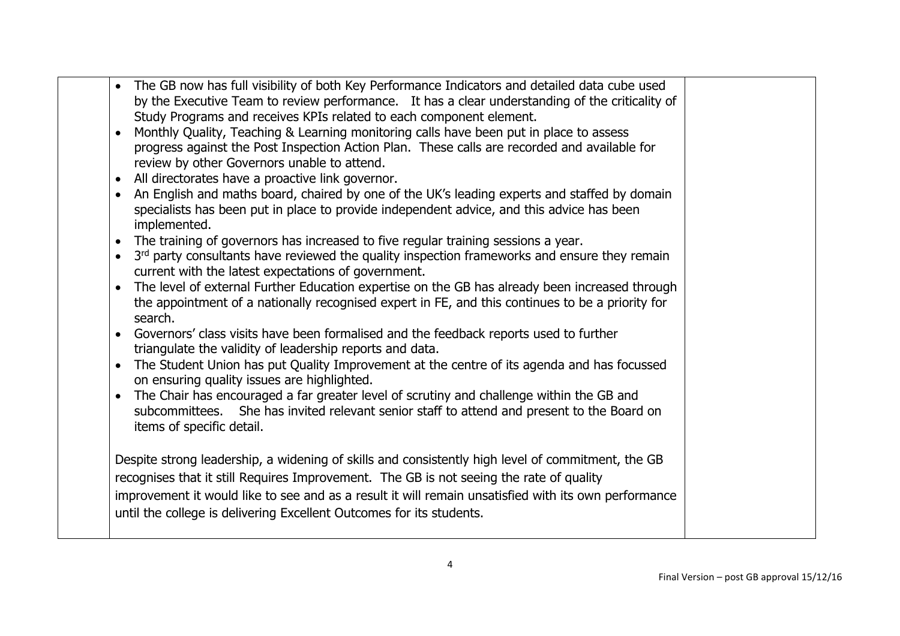| | | |
|---|---|---|
| | • The GB now has full visibility of both Key Performance Indicators and detailed data cube used by the Executive Team to review performance. It has a clear understanding of the criticality of Study Programs and receives KPIs related to each component element.<br>• Monthly Quality, Teaching & Learning monitoring calls have been put in place to assess progress against the Post Inspection Action Plan. These calls are recorded and available for review by other Governors unable to attend.<br>• All directorates have a proactive link governor.<br>• An English and maths board, chaired by one of the UK's leading experts and staffed by domain specialists has been put in place to provide independent advice, and this advice has been implemented.<br>• The training of governors has increased to five regular training sessions a year.<br>• 3rd party consultants have reviewed the quality inspection frameworks and ensure they remain current with the latest expectations of government.<br>• The level of external Further Education expertise on the GB has already been increased through the appointment of a nationally recognised expert in FE, and this continues to be a priority for search.<br>• Governors' class visits have been formalised and the feedback reports used to further triangulate the validity of leadership reports and data.<br>• The Student Union has put Quality Improvement at the centre of its agenda and has focussed on ensuring quality issues are highlighted.<br>• The Chair has encouraged a far greater level of scrutiny and challenge within the GB and subcommittees. She has invited relevant senior staff to attend and present to the Board on items of specific detail.<br><br>Despite strong leadership, a widening of skills and consistently high level of commitment, the GB recognises that it still Requires Improvement. The GB is not seeing the rate of quality improvement it would like to see and as a result it will remain unsatisfied with its own performance until the college is delivering Excellent Outcomes for its students. | |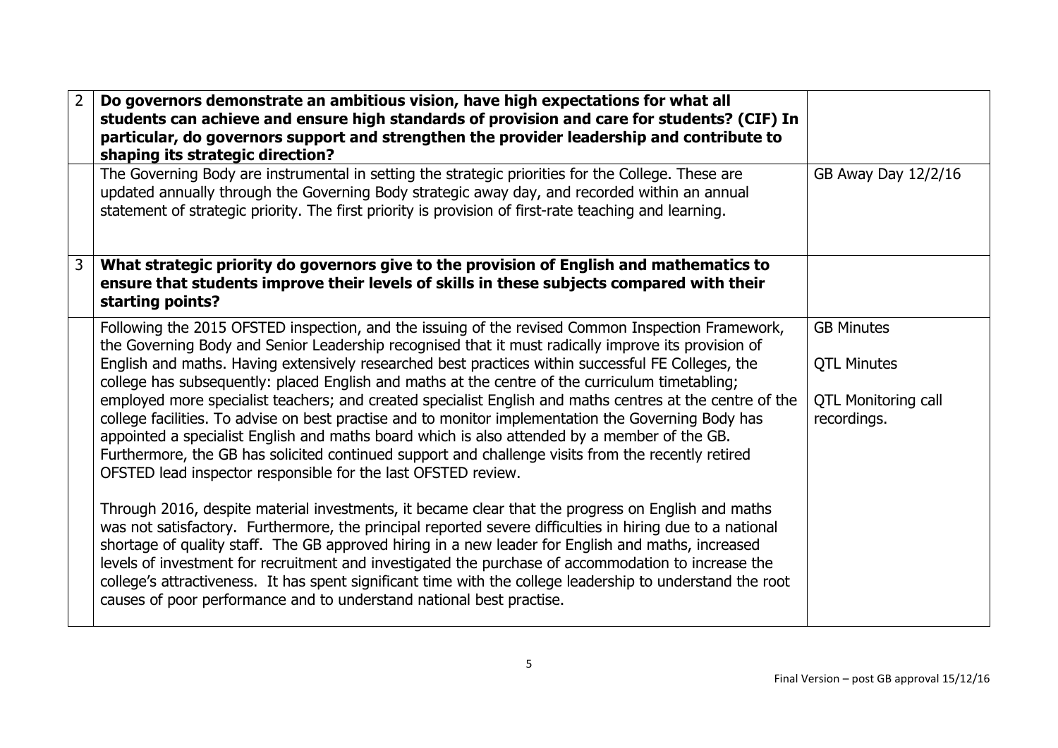| | | |
|---|---|---|
| 2 | **Do governors demonstrate an ambitious vision, have high expectations for what all students can achieve and ensure high standards of provision and care for students? (CIF) In particular, do governors support and strengthen the provider leadership and contribute to shaping its strategic direction?** | |
| | The Governing Body are instrumental in setting the strategic priorities for the College. These are updated annually through the Governing Body strategic away day, and recorded within an annual statement of strategic priority. The first priority is provision of first-rate teaching and learning. | GB Away Day 12/2/16 |
| 3 | **What strategic priority do governors give to the provision of English and mathematics to ensure that students improve their levels of skills in these subjects compared with their starting points?** | |
| | Following the 2015 OFSTED inspection, and the issuing of the revised Common Inspection Framework, the Governing Body and Senior Leadership recognised that it must radically improve its provision of English and maths. Having extensively researched best practices within successful FE Colleges, the college has subsequently: placed English and maths at the centre of the curriculum timetabling; employed more specialist teachers; and created specialist English and maths centres at the centre of the college facilities. To advise on best practise and to monitor implementation the Governing Body has appointed a specialist English and maths board which is also attended by a member of the GB. Furthermore, the GB has solicited continued support and challenge visits from the recently retired OFSTED lead inspector responsible for the last OFSTED review.<br><br>Through 2016, despite material investments, it became clear that the progress on English and maths was not satisfactory. Furthermore, the principal reported severe difficulties in hiring due to a national shortage of quality staff. The GB approved hiring in a new leader for English and maths, increased levels of investment for recruitment and investigated the purchase of accommodation to increase the college's attractiveness. It has spent significant time with the college leadership to understand the root causes of poor performance and to understand national best practise. | GB Minutes<br><br>QTL Minutes<br><br>QTL Monitoring call recordings. |

Final Version – post GB approval 15/12/16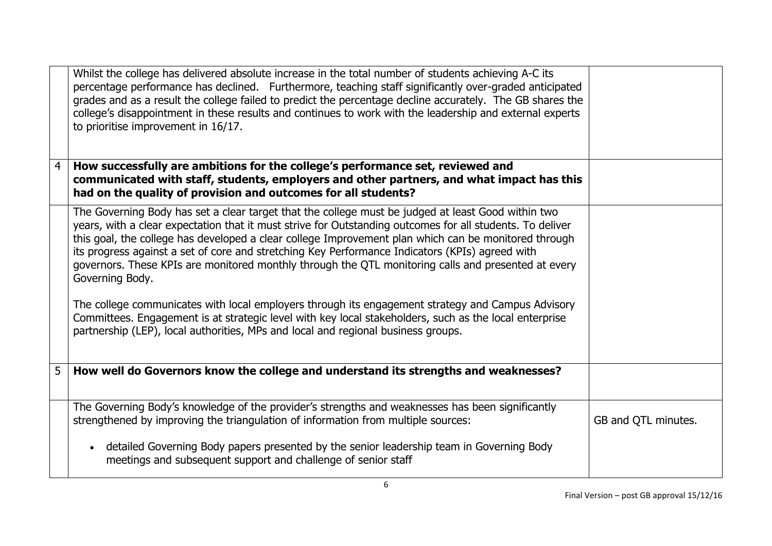| | | |
|---|---|---|
| | Whilst the college has delivered absolute increase in the total number of students achieving A-C its percentage performance has declined. Furthermore, teaching staff significantly over-graded anticipated grades and as a result the college failed to predict the percentage decline accurately. The GB shares the college's disappointment in these results and continues to work with the leadership and external experts to prioritise improvement in 16/17. | |
| 4 | **How successfully are ambitions for the college's performance set, reviewed and communicated with staff, students, employers and other partners, and what impact has this had on the quality of provision and outcomes for all students?** | |
| | The Governing Body has set a clear target that the college must be judged at least Good within two years, with a clear expectation that it must strive for Outstanding outcomes for all students. To deliver this goal, the college has developed a clear college Improvement plan which can be monitored through its progress against a set of core and stretching Key Performance Indicators (KPIs) agreed with governors. These KPIs are monitored monthly through the QTL monitoring calls and presented at every Governing Body.<br><br>The college communicates with local employers through its engagement strategy and Campus Advisory Committees. Engagement is at strategic level with key local stakeholders, such as the local enterprise partnership (LEP), local authorities, MPs and local and regional business groups. | |
| 5 | **How well do Governors know the college and understand its strengths and weaknesses?** | |
| | The Governing Body's knowledge of the provider's strengths and weaknesses has been significantly strengthened by improving the triangulation of information from multiple sources:<br><br>• detailed Governing Body papers presented by the senior leadership team in Governing Body meetings and subsequent support and challenge of senior staff | GB and QTL minutes. |

Final Version – post GB approval 15/12/16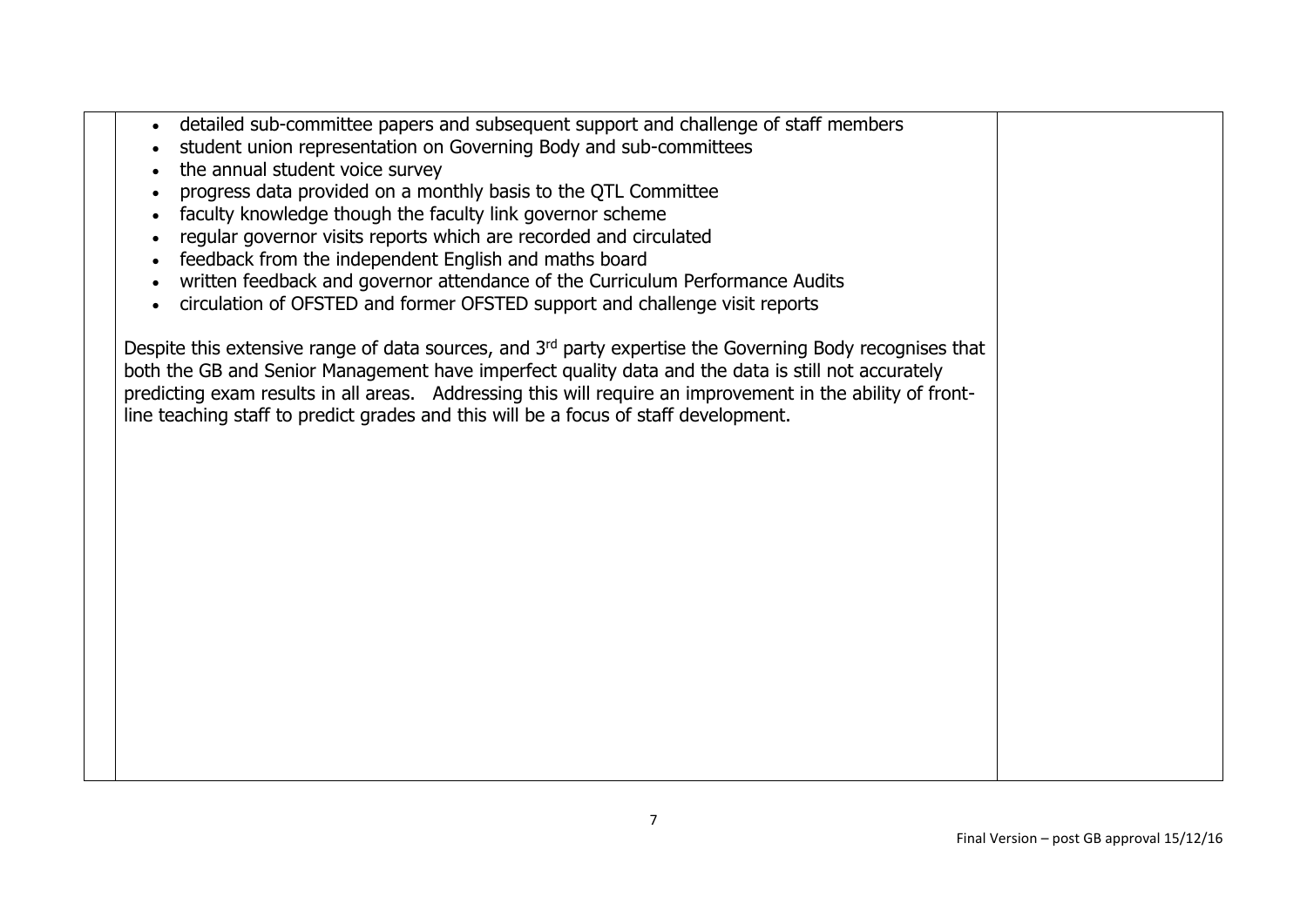| | | |
|---|---|---|
| | • detailed sub-committee papers and subsequent support and challenge of staff members<br>• student union representation on Governing Body and sub-committees<br>• the annual student voice survey<br>• progress data provided on a monthly basis to the QTL Committee<br>• faculty knowledge though the faculty link governor scheme<br>• regular governor visits reports which are recorded and circulated<br>• feedback from the independent English and maths board<br>• written feedback and governor attendance of the Curriculum Performance Audits<br>• circulation of OFSTED and former OFSTED support and challenge visit reports<br><br>Despite this extensive range of data sources, and 3rd party expertise the Governing Body recognises that both the GB and Senior Management have imperfect quality data and the data is still not accurately predicting exam results in all areas. Addressing this will require an improvement in the ability of front-line teaching staff to predict grades and this will be a focus of staff development. | |

Final Version – post GB approval 15/12/16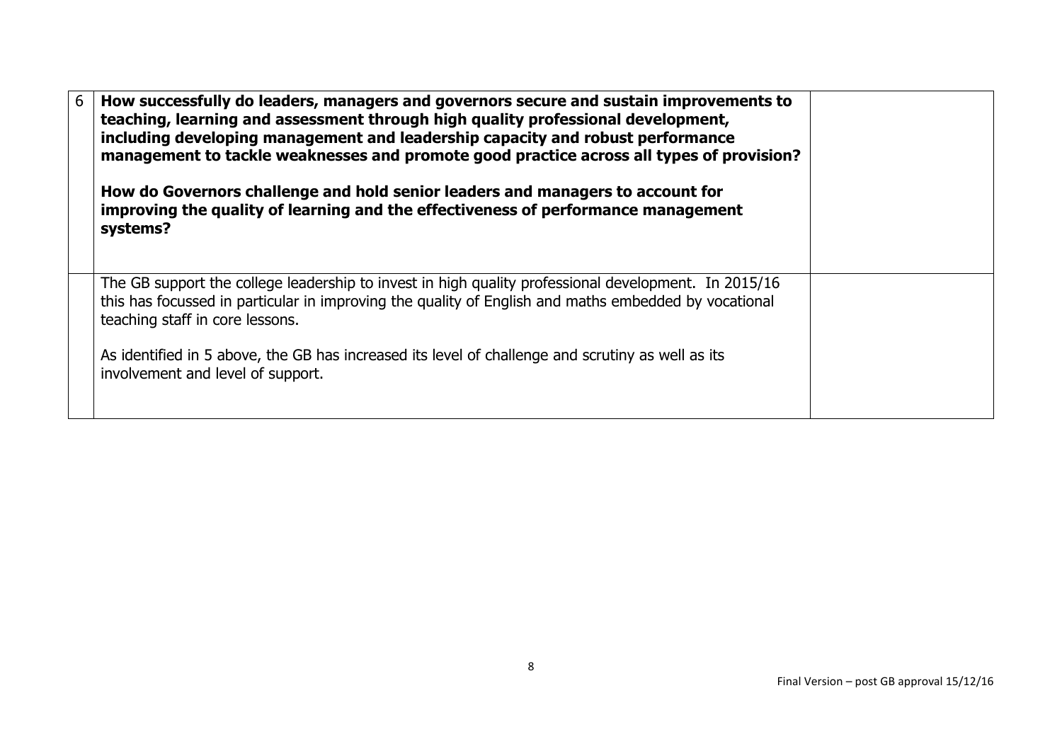| 6 | **How successfully do leaders, managers and governors secure and sustain improvements to teaching, learning and assessment through high quality professional development, including developing management and leadership capacity and robust performance management to tackle weaknesses and promote good practice across all types of provision?**<br><br>**How do Governors challenge and hold senior leaders and managers to account for improving the quality of learning and the effectiveness of performance management systems?** | |
|---|---|---|
| | The GB support the college leadership to invest in high quality professional development. In 2015/16 this has focussed in particular in improving the quality of English and maths embedded by vocational teaching staff in core lessons.<br><br>As identified in 5 above, the GB has increased its level of challenge and scrutiny as well as its involvement and level of support. | |

Final Version – post GB approval 15/12/16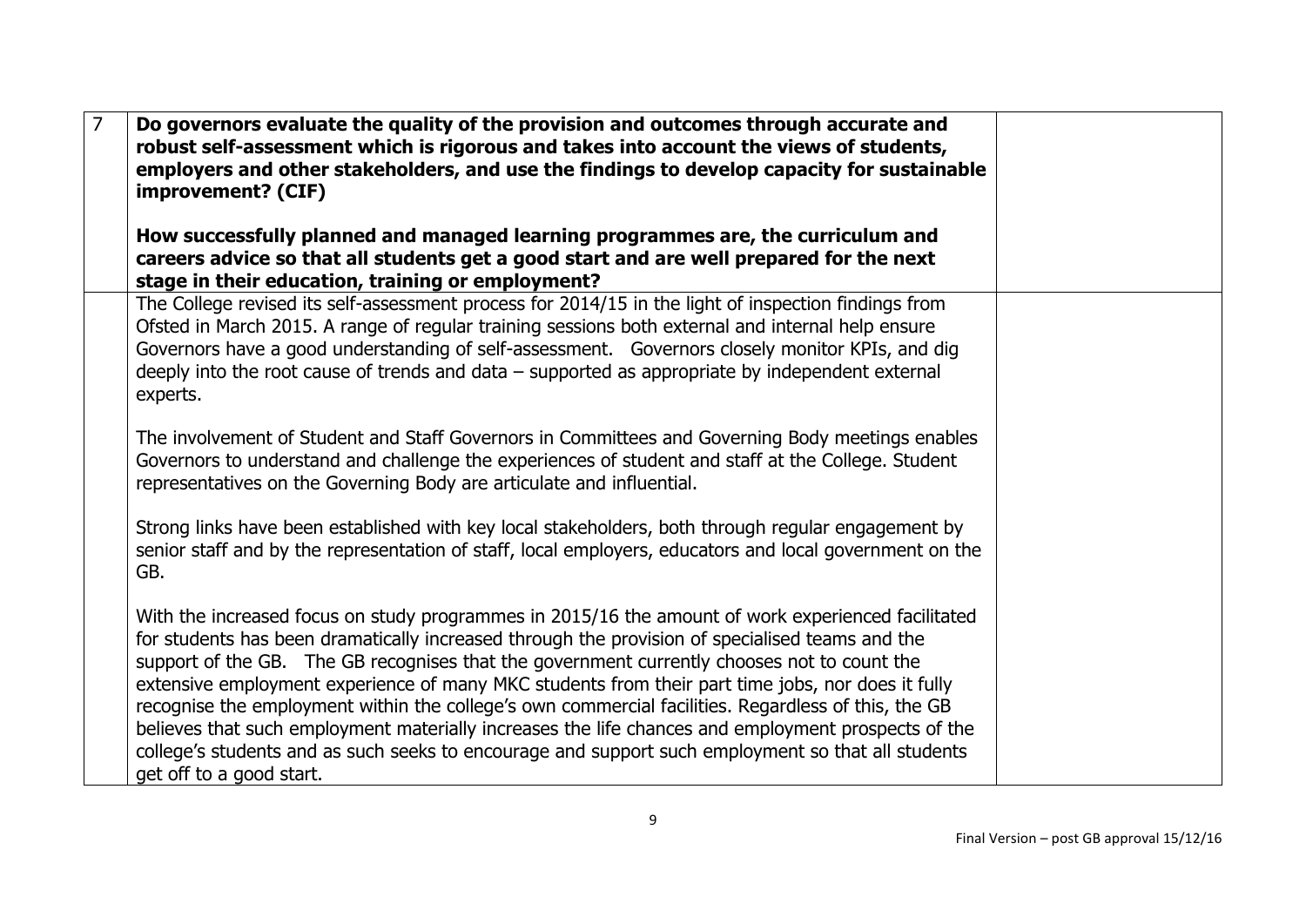| 7 | **Do governors evaluate the quality of the provision and outcomes through accurate and robust self-assessment which is rigorous and takes into account the views of students, employers and other stakeholders, and use the findings to develop capacity for sustainable improvement? (CIF)**<br><br>**How successfully planned and managed learning programmes are, the curriculum and careers advice so that all students get a good start and are well prepared for the next stage in their education, training or employment?** | |
|---|---|---|
| | The College revised its self-assessment process for 2014/15 in the light of inspection findings from Ofsted in March 2015. A range of regular training sessions both external and internal help ensure Governors have a good understanding of self-assessment. Governors closely monitor KPIs, and dig deeply into the root cause of trends and data – supported as appropriate by independent external experts.<br><br>The involvement of Student and Staff Governors in Committees and Governing Body meetings enables Governors to understand and challenge the experiences of student and staff at the College. Student representatives on the Governing Body are articulate and influential.<br><br>Strong links have been established with key local stakeholders, both through regular engagement by senior staff and by the representation of staff, local employers, educators and local government on the GB.<br><br>With the increased focus on study programmes in 2015/16 the amount of work experienced facilitated for students has been dramatically increased through the provision of specialised teams and the support of the GB. The GB recognises that the government currently chooses not to count the extensive employment experience of many MKC students from their part time jobs, nor does it fully recognise the employment within the college's own commercial facilities. Regardless of this, the GB believes that such employment materially increases the life chances and employment prospects of the college's students and as such seeks to encourage and support such employment so that all students get off to a good start. | |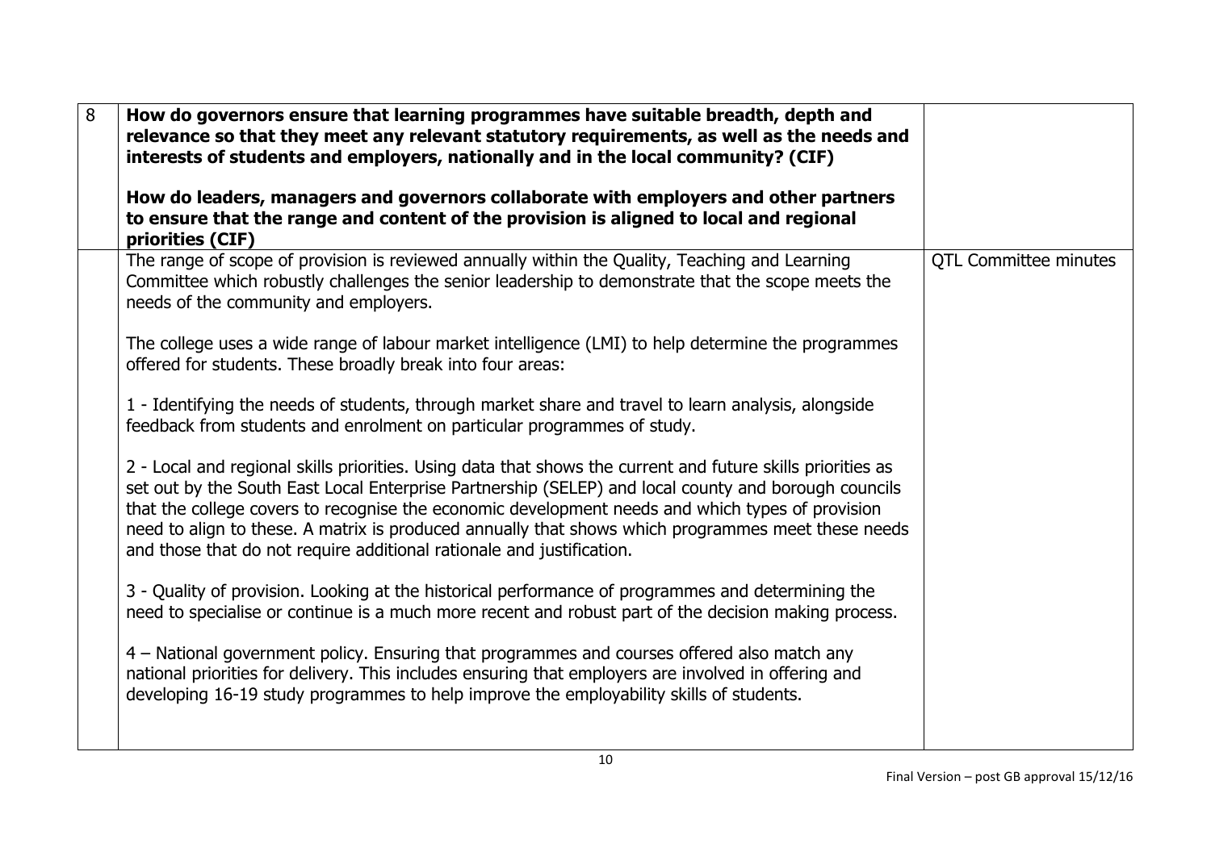| 8 | **How do governors ensure that learning programmes have suitable breadth, depth and relevance so that they meet any relevant statutory requirements, as well as the needs and interests of students and employers, nationally and in the local community? (CIF)**<br><br>**How do leaders, managers and governors collaborate with employers and other partners to ensure that the range and content of the provision is aligned to local and regional priorities (CIF)** | |
|---|---|---|
| | The range of scope of provision is reviewed annually within the Quality, Teaching and Learning Committee which robustly challenges the senior leadership to demonstrate that the scope meets the needs of the community and employers.<br><br>The college uses a wide range of labour market intelligence (LMI) to help determine the programmes offered for students. These broadly break into four areas:<br><br>1 - Identifying the needs of students, through market share and travel to learn analysis, alongside feedback from students and enrolment on particular programmes of study.<br><br>2 - Local and regional skills priorities. Using data that shows the current and future skills priorities as set out by the South East Local Enterprise Partnership (SELEP) and local county and borough councils that the college covers to recognise the economic development needs and which types of provision need to align to these. A matrix is produced annually that shows which programmes meet these needs and those that do not require additional rationale and justification.<br><br>3 - Quality of provision. Looking at the historical performance of programmes and determining the need to specialise or continue is a much more recent and robust part of the decision making process.<br><br>4 – National government policy. Ensuring that programmes and courses offered also match any national priorities for delivery. This includes ensuring that employers are involved in offering and developing 16-19 study programmes to help improve the employability skills of students. | QTL Committee minutes |

Final Version – post GB approval 15/12/16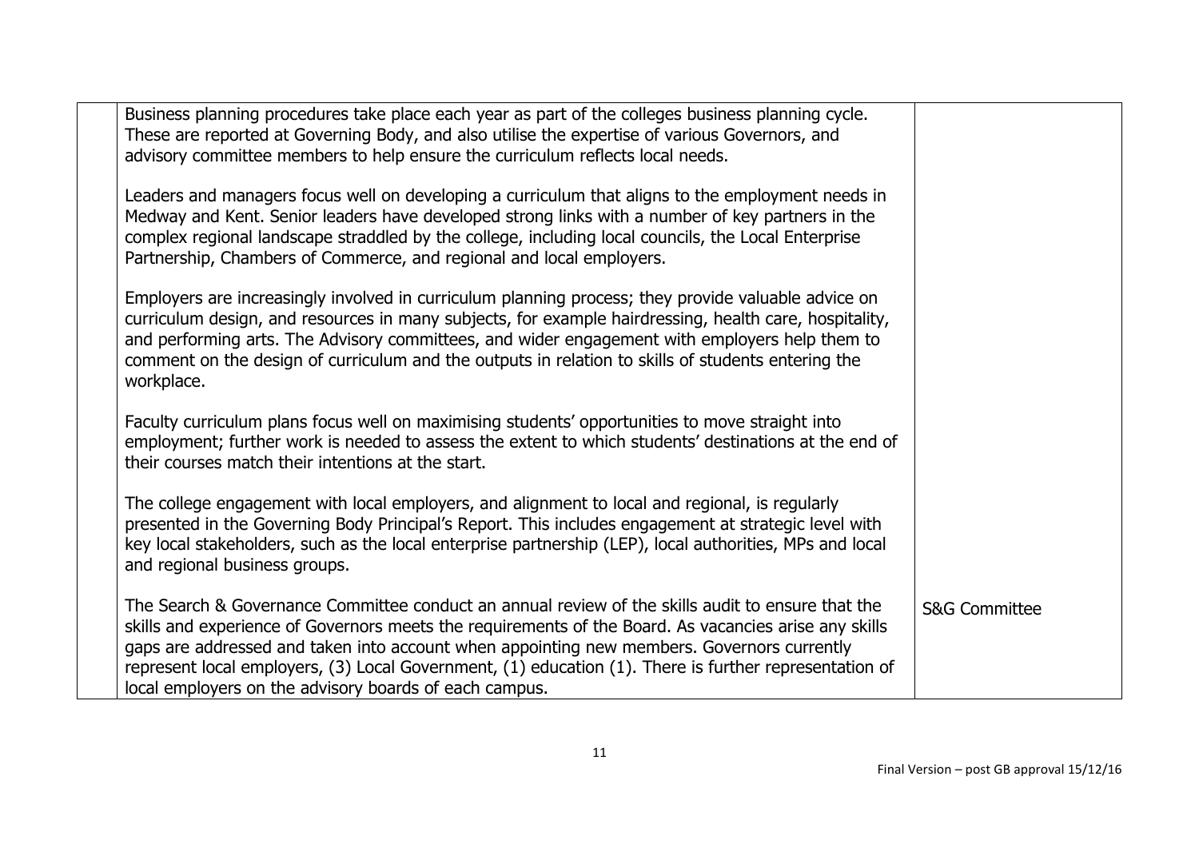| | | |
|---|---|---|
| | Business planning procedures take place each year as part of the colleges business planning cycle. These are reported at Governing Body, and also utilise the expertise of various Governors, and advisory committee members to help ensure the curriculum reflects local needs.<br><br>Leaders and managers focus well on developing a curriculum that aligns to the employment needs in Medway and Kent. Senior leaders have developed strong links with a number of key partners in the complex regional landscape straddled by the college, including local councils, the Local Enterprise Partnership, Chambers of Commerce, and regional and local employers.<br><br>Employers are increasingly involved in curriculum planning process; they provide valuable advice on curriculum design, and resources in many subjects, for example hairdressing, health care, hospitality, and performing arts. The Advisory committees, and wider engagement with employers help them to comment on the design of curriculum and the outputs in relation to skills of students entering the workplace.<br><br>Faculty curriculum plans focus well on maximising students' opportunities to move straight into employment; further work is needed to assess the extent to which students' destinations at the end of their courses match their intentions at the start.<br><br>The college engagement with local employers, and alignment to local and regional, is regularly presented in the Governing Body Principal's Report. This includes engagement at strategic level with key local stakeholders, such as the local enterprise partnership (LEP), local authorities, MPs and local and regional business groups.<br><br>The Search & Governance Committee conduct an annual review of the skills audit to ensure that the skills and experience of Governors meets the requirements of the Board. As vacancies arise any skills gaps are addressed and taken into account when appointing new members. Governors currently represent local employers, (3) Local Government, (1) education (1). There is further representation of local employers on the advisory boards of each campus. | S&G Committee |

Final Version – post GB approval 15/12/16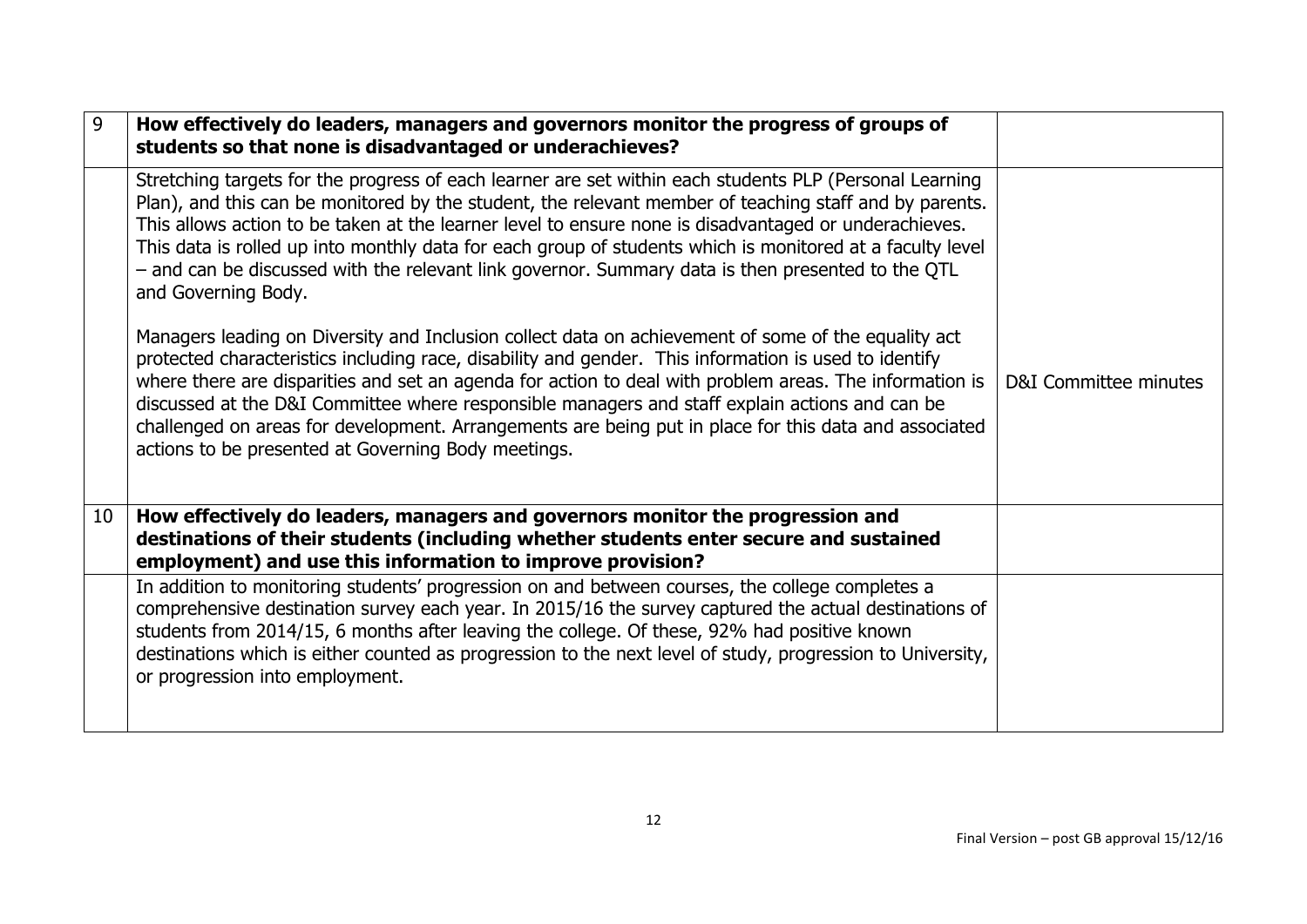| 9 | **How effectively do leaders, managers and governors monitor the progress of groups of students so that none is disadvantaged or underachieves?** | |
|---|---|---|
| | Stretching targets for the progress of each learner are set within each students PLP (Personal Learning Plan), and this can be monitored by the student, the relevant member of teaching staff and by parents. This allows action to be taken at the learner level to ensure none is disadvantaged or underachieves. This data is rolled up into monthly data for each group of students which is monitored at a faculty level – and can be discussed with the relevant link governor. Summary data is then presented to the QTL and Governing Body.<br><br>Managers leading on Diversity and Inclusion collect data on achievement of some of the equality act protected characteristics including race, disability and gender. This information is used to identify where there are disparities and set an agenda for action to deal with problem areas. The information is discussed at the D&I Committee where responsible managers and staff explain actions and can be challenged on areas for development. Arrangements are being put in place for this data and associated actions to be presented at Governing Body meetings. | D&I Committee minutes |
| 10 | **How effectively do leaders, managers and governors monitor the progression and destinations of their students (including whether students enter secure and sustained employment) and use this information to improve provision?** | |
| | In addition to monitoring students' progression on and between courses, the college completes a comprehensive destination survey each year. In 2015/16 the survey captured the actual destinations of students from 2014/15, 6 months after leaving the college. Of these, 92% had positive known destinations which is either counted as progression to the next level of study, progression to University, or progression into employment. | |

Final Version – post GB approval 15/12/16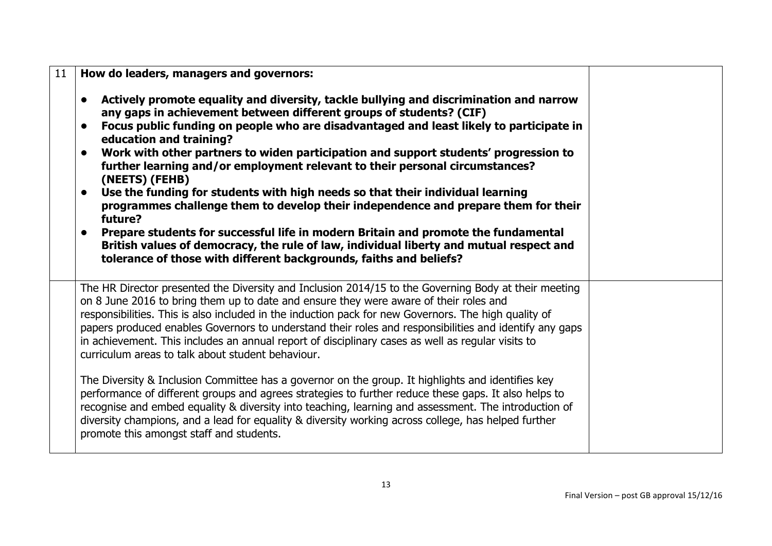| 11 | **How do leaders, managers and governors:**<br><br>- **Actively promote equality and diversity, tackle bullying and discrimination and narrow any gaps in achievement between different groups of students? (CIF)**<br>- **Focus public funding on people who are disadvantaged and least likely to participate in education and training?**<br>- **Work with other partners to widen participation and support students' progression to further learning and/or employment relevant to their personal circumstances? (NEETS) (FEHB)**<br>- **Use the funding for students with high needs so that their individual learning programmes challenge them to develop their independence and prepare them for their future?**<br>- **Prepare students for successful life in modern Britain and promote the fundamental British values of democracy, the rule of law, individual liberty and mutual respect and tolerance of those with different backgrounds, faiths and beliefs?** | |
|---|---|---|
| | The HR Director presented the Diversity and Inclusion 2014/15 to the Governing Body at their meeting on 8 June 2016 to bring them up to date and ensure they were aware of their roles and responsibilities. This is also included in the induction pack for new Governors. The high quality of papers produced enables Governors to understand their roles and responsibilities and identify any gaps in achievement. This includes an annual report of disciplinary cases as well as regular visits to curriculum areas to talk about student behaviour.<br><br>The Diversity & Inclusion Committee has a governor on the group. It highlights and identifies key performance of different groups and agrees strategies to further reduce these gaps. It also helps to recognise and embed equality & diversity into teaching, learning and assessment. The introduction of diversity champions, and a lead for equality & diversity working across college, has helped further promote this amongst staff and students. | |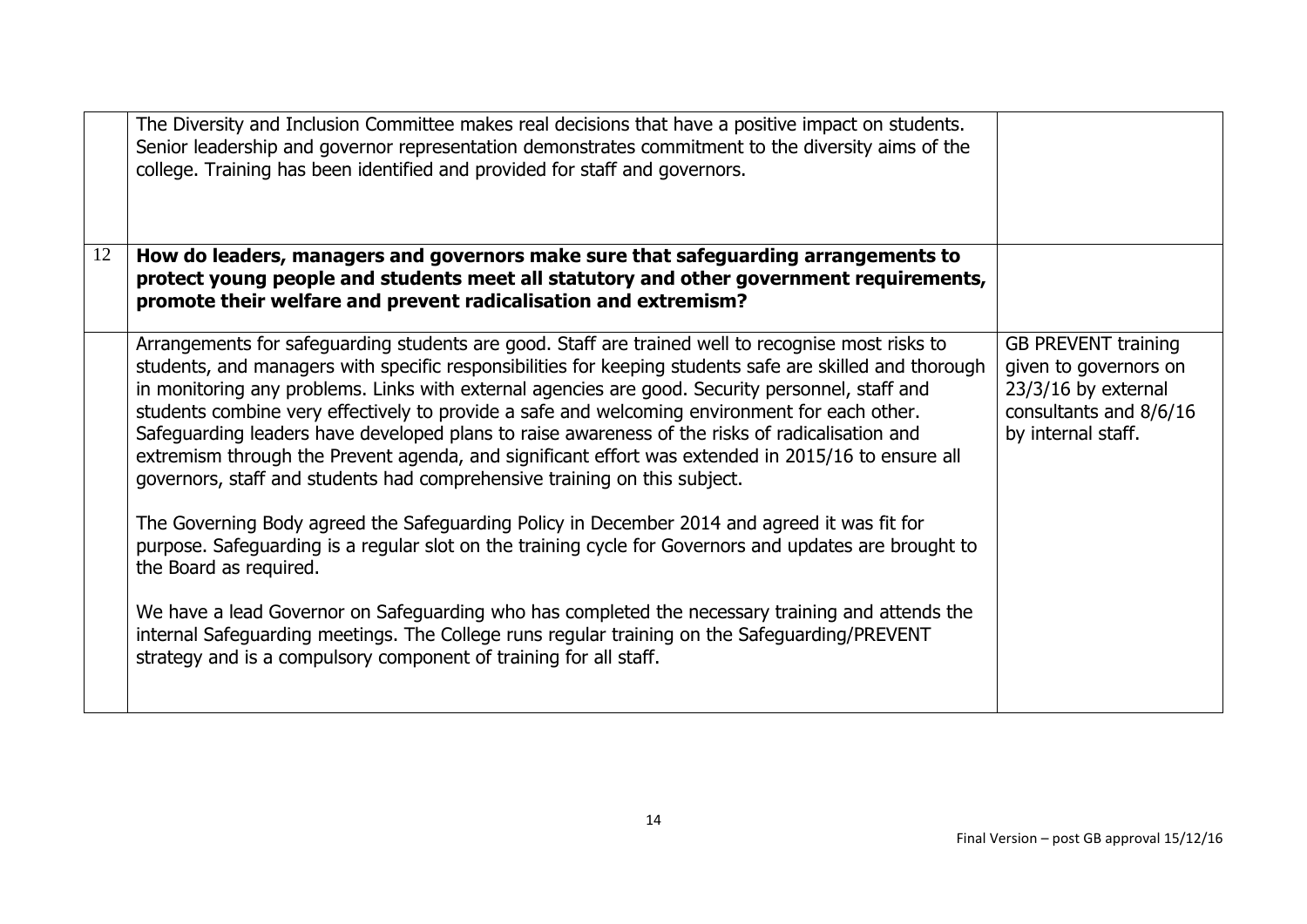| | | |
|---|---|---|
| | The Diversity and Inclusion Committee makes real decisions that have a positive impact on students. Senior leadership and governor representation demonstrates commitment to the diversity aims of the college. Training has been identified and provided for staff and governors. | |
| 12 | **How do leaders, managers and governors make sure that safeguarding arrangements to protect young people and students meet all statutory and other government requirements, promote their welfare and prevent radicalisation and extremism?** | |
| | Arrangements for safeguarding students are good. Staff are trained well to recognise most risks to students, and managers with specific responsibilities for keeping students safe are skilled and thorough in monitoring any problems. Links with external agencies are good. Security personnel, staff and students combine very effectively to provide a safe and welcoming environment for each other. Safeguarding leaders have developed plans to raise awareness of the risks of radicalisation and extremism through the Prevent agenda, and significant effort was extended in 2015/16 to ensure all governors, staff and students had comprehensive training on this subject.<br><br>The Governing Body agreed the Safeguarding Policy in December 2014 and agreed it was fit for purpose. Safeguarding is a regular slot on the training cycle for Governors and updates are brought to the Board as required.<br><br>We have a lead Governor on Safeguarding who has completed the necessary training and attends the internal Safeguarding meetings. The College runs regular training on the Safeguarding/PREVENT strategy and is a compulsory component of training for all staff. | GB PREVENT training given to governors on 23/3/16 by external consultants and 8/6/16 by internal staff. |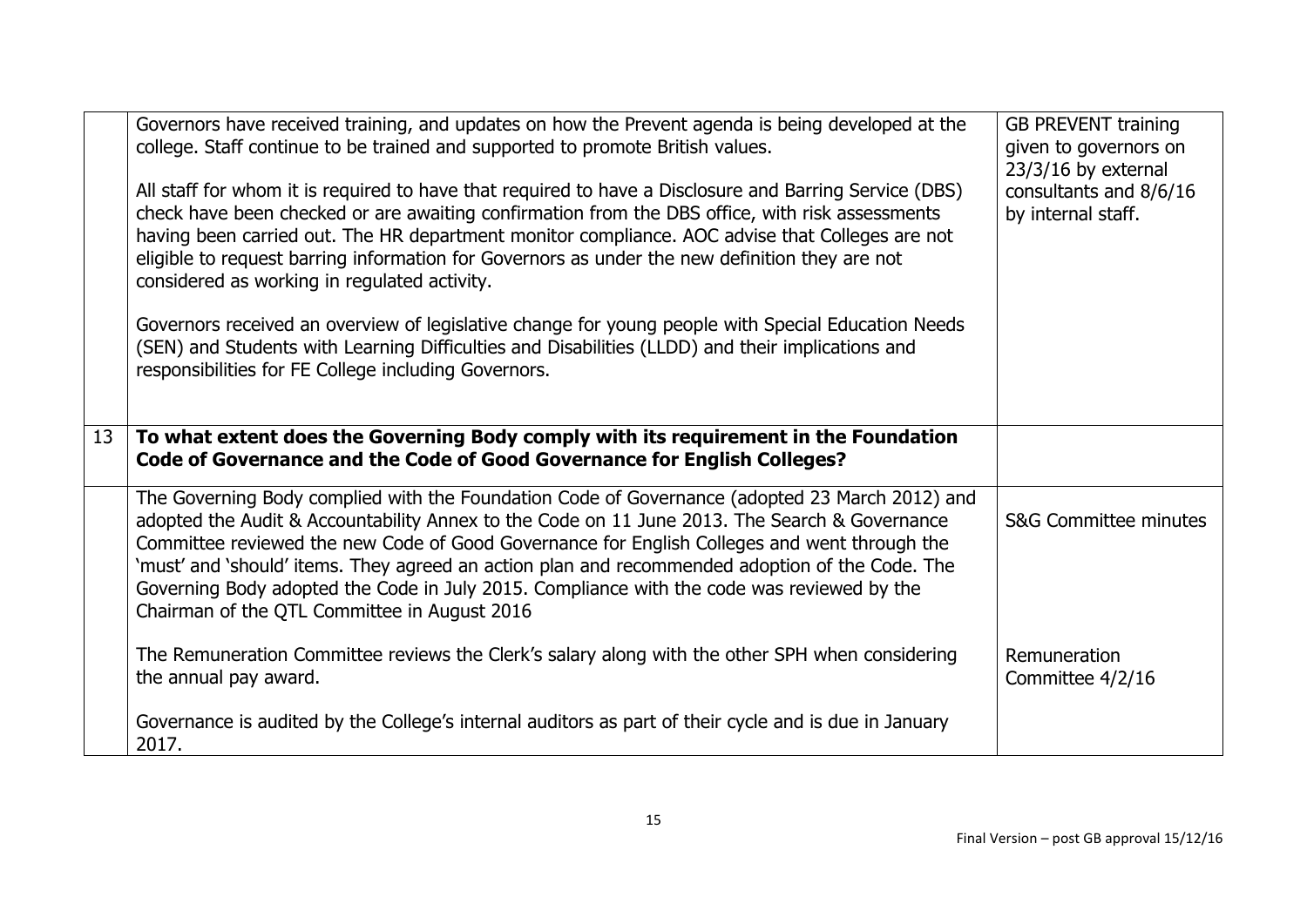| | | |
|---|---|---|
| | Governors have received training, and updates on how the Prevent agenda is being developed at the college. Staff continue to be trained and supported to promote British values.<br><br>All staff for whom it is required to have that required to have a Disclosure and Barring Service (DBS) check have been checked or are awaiting confirmation from the DBS office, with risk assessments having been carried out. The HR department monitor compliance. AOC advise that Colleges are not eligible to request barring information for Governors as under the new definition they are not considered as working in regulated activity.<br><br>Governors received an overview of legislative change for young people with Special Education Needs (SEN) and Students with Learning Difficulties and Disabilities (LLDD) and their implications and responsibilities for FE College including Governors. | GB PREVENT training given to governors on 23/3/16 by external consultants and 8/6/16 by internal staff. |
| 13 | **To what extent does the Governing Body comply with its requirement in the Foundation Code of Governance and the Code of Good Governance for English Colleges?** | |
| | The Governing Body complied with the Foundation Code of Governance (adopted 23 March 2012) and adopted the Audit & Accountability Annex to the Code on 11 June 2013. The Search & Governance Committee reviewed the new Code of Good Governance for English Colleges and went through the 'must' and 'should' items. They agreed an action plan and recommended adoption of the Code. The Governing Body adopted the Code in July 2015. Compliance with the code was reviewed by the Chairman of the QTL Committee in August 2016<br><br>The Remuneration Committee reviews the Clerk's salary along with the other SPH when considering the annual pay award.<br><br>Governance is audited by the College's internal auditors as part of their cycle and is due in January 2017. | S&G Committee minutes<br><br>Remuneration Committee 4/2/16 |

Final Version – post GB approval 15/12/16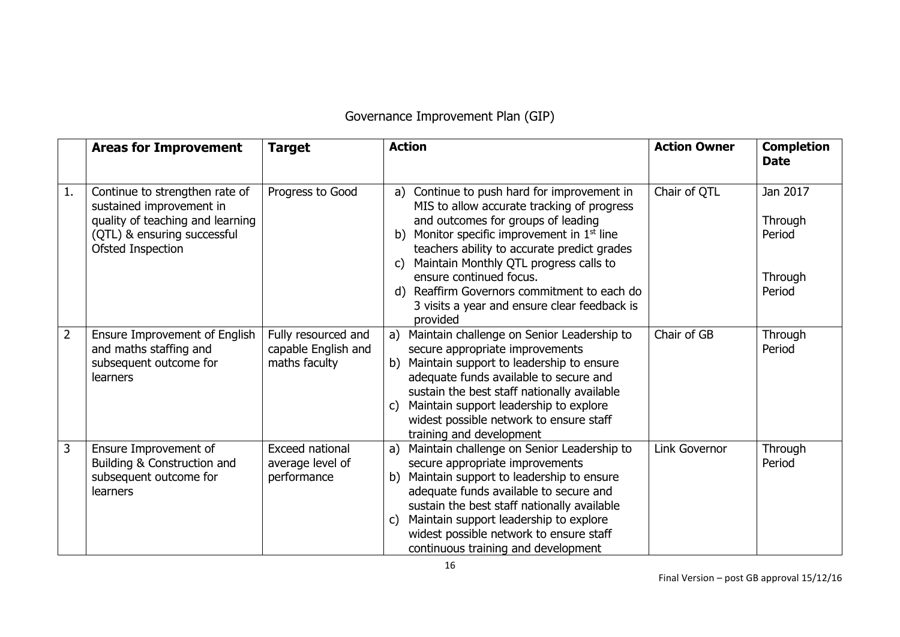# Governance Improvement Plan (GIP)

| | **Areas for Improvement** | **Target** | **Action** | **Action Owner** | **Completion Date** |
|---|---|---|---|---|---|
| 1. | Continue to strengthen rate of sustained improvement in quality of teaching and learning (QTL) & ensuring successful Ofsted Inspection | Progress to Good | a) Continue to push hard for improvement in MIS to allow accurate tracking of progress and outcomes for groups of leading<br>b) Monitor specific improvement in 1st line teachers ability to accurate predict grades<br>c) Maintain Monthly QTL progress calls to ensure continued focus.<br>d) Reaffirm Governors commitment to each do 3 visits a year and ensure clear feedback is provided | Chair of QTL | Jan 2017<br><br>Through Period<br><br>Through Period |
| 2 | Ensure Improvement of English and maths staffing and subsequent outcome for learners | Fully resourced and capable English and maths faculty | a) Maintain challenge on Senior Leadership to secure appropriate improvements<br>b) Maintain support to leadership to ensure adequate funds available to secure and sustain the best staff nationally available<br>c) Maintain support leadership to explore widest possible network to ensure staff training and development | Chair of GB | Through Period |
| 3 | Ensure Improvement of Building & Construction and subsequent outcome for learners | Exceed national average level of performance | a) Maintain challenge on Senior Leadership to secure appropriate improvements<br>b) Maintain support to leadership to ensure adequate funds available to secure and sustain the best staff nationally available<br>c) Maintain support leadership to explore widest possible network to ensure staff continuous training and development | Link Governor | Through Period |

Final Version – post GB approval 15/12/16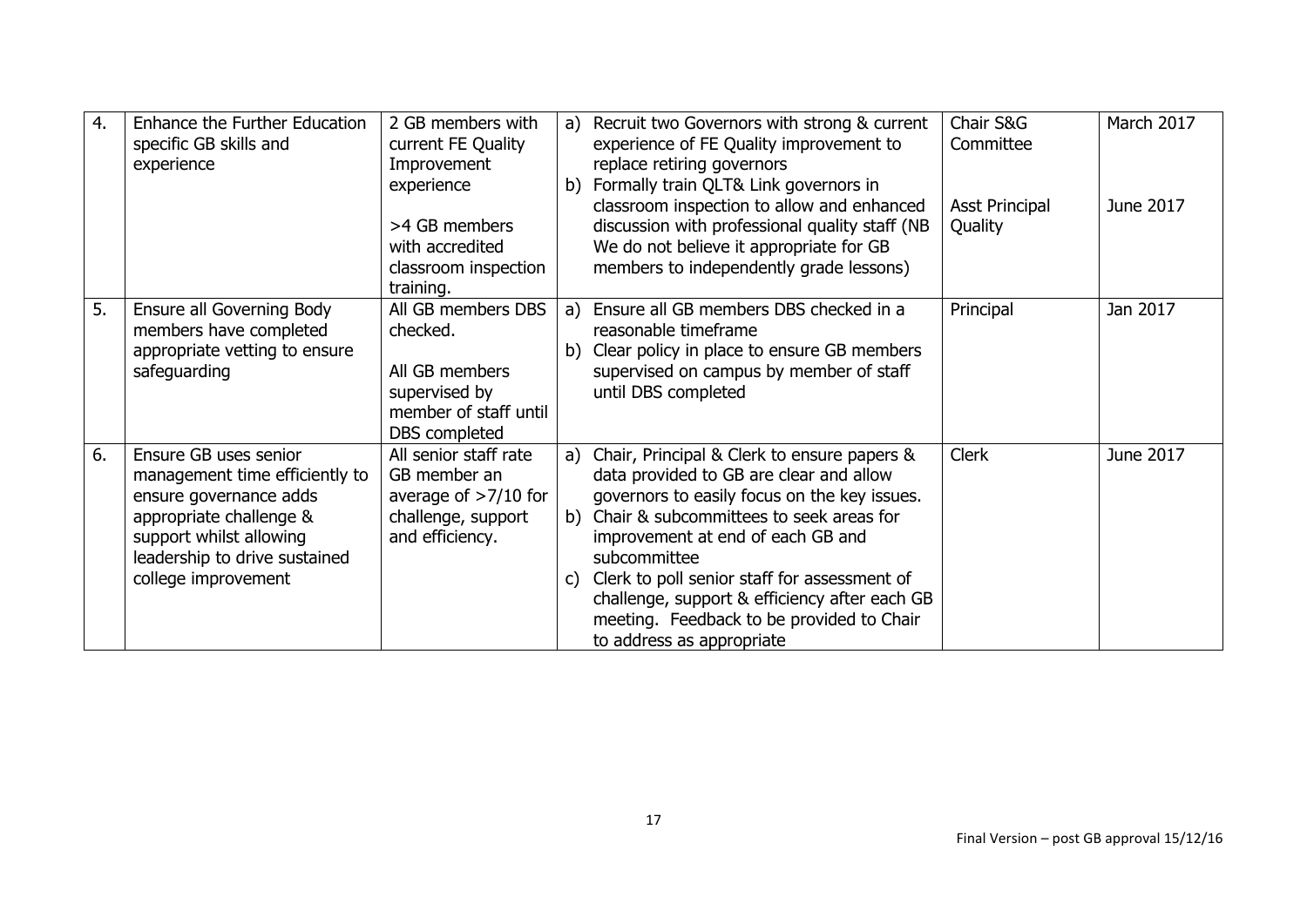| | | | | | |
|---|---|---|---|---|---|
| 4. | Enhance the Further Education specific GB skills and experience | 2 GB members with current FE Quality Improvement experience<br><br>>4 GB members with accredited classroom inspection training. | a) Recruit two Governors with strong & current experience of FE Quality improvement to replace retiring governors<br>b) Formally train QLT& Link governors in classroom inspection to allow and enhanced discussion with professional quality staff (NB We do not believe it appropriate for GB members to independently grade lessons) | Chair S&G Committee<br><br>Asst Principal Quality | March 2017<br><br>June 2017 |
| 5. | Ensure all Governing Body members have completed appropriate vetting to ensure safeguarding | All GB members DBS checked.<br><br>All GB members supervised by member of staff until DBS completed | a) Ensure all GB members DBS checked in a reasonable timeframe<br>b) Clear policy in place to ensure GB members supervised on campus by member of staff until DBS completed | Principal | Jan 2017 |
| 6. | Ensure GB uses senior management time efficiently to ensure governance adds appropriate challenge & support whilst allowing leadership to drive sustained college improvement | All senior staff rate GB member an average of >7/10 for challenge, support and efficiency. | a) Chair, Principal & Clerk to ensure papers & data provided to GB are clear and allow governors to easily focus on the key issues.<br>b) Chair & subcommittees to seek areas for improvement at end of each GB and subcommittee<br>c) Clerk to poll senior staff for assessment of challenge, support & efficiency after each GB meeting. Feedback to be provided to Chair to address as appropriate | Clerk | June 2017 |

Final Version – post GB approval 15/12/16